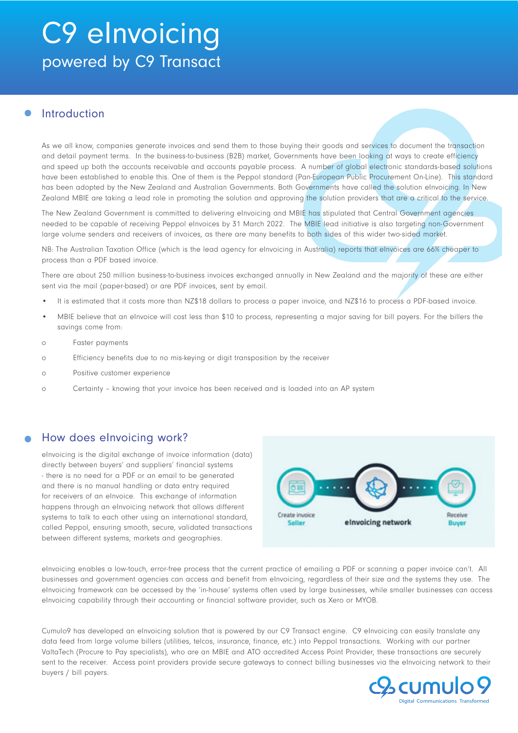# C9 eInvoicing

powered by C9 Transact

## Introduction

As we all know, companies generate invoices and send them to those buying their goods and services to document the transaction and detail payment terms. In the business-to-business (B2B) market, Governments have been looking at ways to create efficiency and speed up both the accounts receivable and accounts payable process. A number of global electronic standards-based solutions have been established to enable this. One of them is the Peppol standard (Pan-European Public Procurement On-Line). This standard has been adopted by the New Zealand and Australian Governments. Both Governments have called the solution eInvoicing. In New Zealand MBIE are taking a lead role in promoting the solution and approving the solution providers that are a critical to the service.

The New Zealand Government is committed to delivering eInvoicing and MBIE has stipulated that Central Government agencies needed to be capable of receiving Peppol eInvoices by 31 March 2022. The MBIE lead initiative is also targeting non-Government large volume senders and receivers of invoices, as there are many benefits to both sides of this wider two-sided market.

NB: The Australian Taxation Office (which is the lead agency for eInvoicing in Australia) reports that eInvoices are 66% cheaper to process than a PDF based invoice.

There are about 250 million business-to-business invoices exchanged annually in New Zealand and the majority of these are either sent via the mail (paper-based) or are PDF invoices, sent by email.

- It is estimated that it costs more than NZ$18 dollars to process a paper invoice, and NZ$16 to process a PDF-based invoice.
- MBIE believe that an eInvoice will cost less than $10 to process, representing a major saving for bill payers. For the billers the savings come from:
  - Faster payments
  - Efficiency benefits due to no mis-keying or digit transposition by the receiver
  - Positive customer experience
  - Certainty – knowing that your invoice has been received and is loaded into an AP system

## How does eInvoicing work?

eInvoicing is the digital exchange of invoice information (data) directly between buyers' and suppliers' financial systems - there is no need for a PDF or an email to be generated and there is no manual handling or data entry required for receivers of an eInvoice. This exchange of information happens through an eInvoicing network that allows different systems to talk to each other using an international standard, called Peppol, ensuring smooth, secure, validated transactions between different systems, markets and geographies.

Create invoice Seller — eInvoicing network — Receive Buyer

eInvoicing enables a low-touch, error-free process that the current practice of emailing a PDF or scanning a paper invoice can't. All businesses and government agencies can access and benefit from eInvoicing, regardless of their size and the systems they use. The eInvoicing framework can be accessed by the 'in-house' systems often used by large businesses, while smaller businesses can access eInvoicing capability through their accounting or financial software provider, such as Xero or MYOB.

Cumulo9 has developed an eInvoicing solution that is powered by our C9 Transact engine. C9 eInvoicing can easily translate any data feed from large volume billers (utilities, telcos, insurance, finance, etc.) into Peppol transactions. Working with our partner ValtaTech (Procure to Pay specialists), who are an MBIE and ATO accredited Access Point Provider, these transactions are securely sent to the receiver. Access point providers provide secure gateways to connect billing businesses via the eInvoicing network to their buyers / bill payers.

cumulo9
Digital Communications Transformed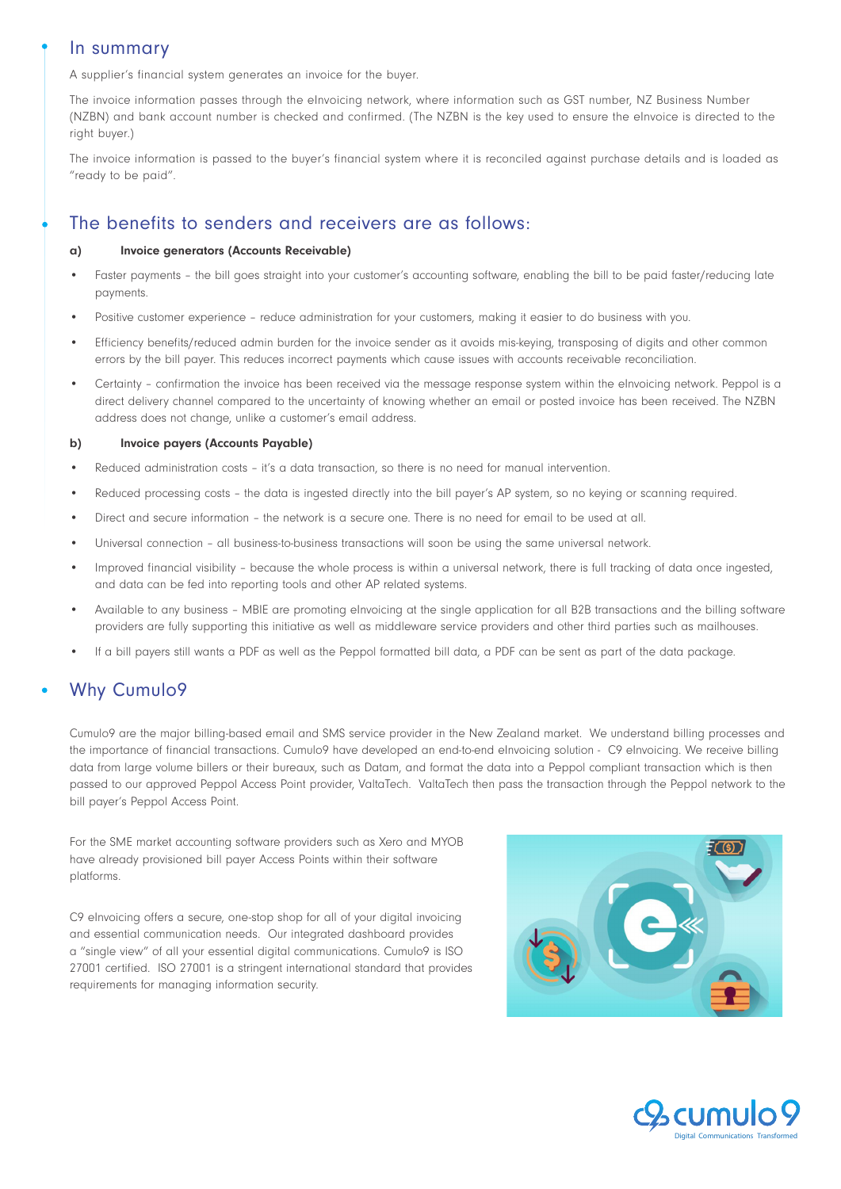## In summary

A supplier's financial system generates an invoice for the buyer.

The invoice information passes through the eInvoicing network, where information such as GST number, NZ Business Number (NZBN) and bank account number is checked and confirmed. (The NZBN is the key used to ensure the eInvoice is directed to the right buyer.)

The invoice information is passed to the buyer's financial system where it is reconciled against purchase details and is loaded as "ready to be paid".

## The benefits to senders and receivers are as follows:

**a) Invoice generators (Accounts Receivable)**

- Faster payments – the bill goes straight into your customer's accounting software, enabling the bill to be paid faster/reducing late payments.
- Positive customer experience – reduce administration for your customers, making it easier to do business with you.
- Efficiency benefits/reduced admin burden for the invoice sender as it avoids mis-keying, transposing of digits and other common errors by the bill payer. This reduces incorrect payments which cause issues with accounts receivable reconciliation.
- Certainty – confirmation the invoice has been received via the message response system within the eInvoicing network. Peppol is a direct delivery channel compared to the uncertainty of knowing whether an email or posted invoice has been received. The NZBN address does not change, unlike a customer's email address.

**b) Invoice payers (Accounts Payable)**

- Reduced administration costs – it's a data transaction, so there is no need for manual intervention.
- Reduced processing costs – the data is ingested directly into the bill payer's AP system, so no keying or scanning required.
- Direct and secure information – the network is a secure one. There is no need for email to be used at all.
- Universal connection – all business-to-business transactions will soon be using the same universal network.
- Improved financial visibility – because the whole process is within a universal network, there is full tracking of data once ingested, and data can be fed into reporting tools and other AP related systems.
- Available to any business – MBIE are promoting eInvoicing at the single application for all B2B transactions and the billing software providers are fully supporting this initiative as well as middleware service providers and other third parties such as mailhouses.
- If a bill payers still wants a PDF as well as the Peppol formatted bill data, a PDF can be sent as part of the data package.

## Why Cumulo9

Cumulo9 are the major billing-based email and SMS service provider in the New Zealand market. We understand billing processes and the importance of financial transactions. Cumulo9 have developed an end-to-end eInvoicing solution - C9 eInvoicing. We receive billing data from large volume billers or their bureaux, such as Datam, and format the data into a Peppol compliant transaction which is then passed to our approved Peppol Access Point provider, ValtaTech. ValtaTech then pass the transaction through the Peppol network to the bill payer's Peppol Access Point.

For the SME market accounting software providers such as Xero and MYOB have already provisioned bill payer Access Points within their software platforms.

C9 eInvoicing offers a secure, one-stop shop for all of your digital invoicing and essential communication needs. Our integrated dashboard provides a "single view" of all your essential digital communications. Cumulo9 is ISO 27001 certified. ISO 27001 is a stringent international standard that provides requirements for managing information security.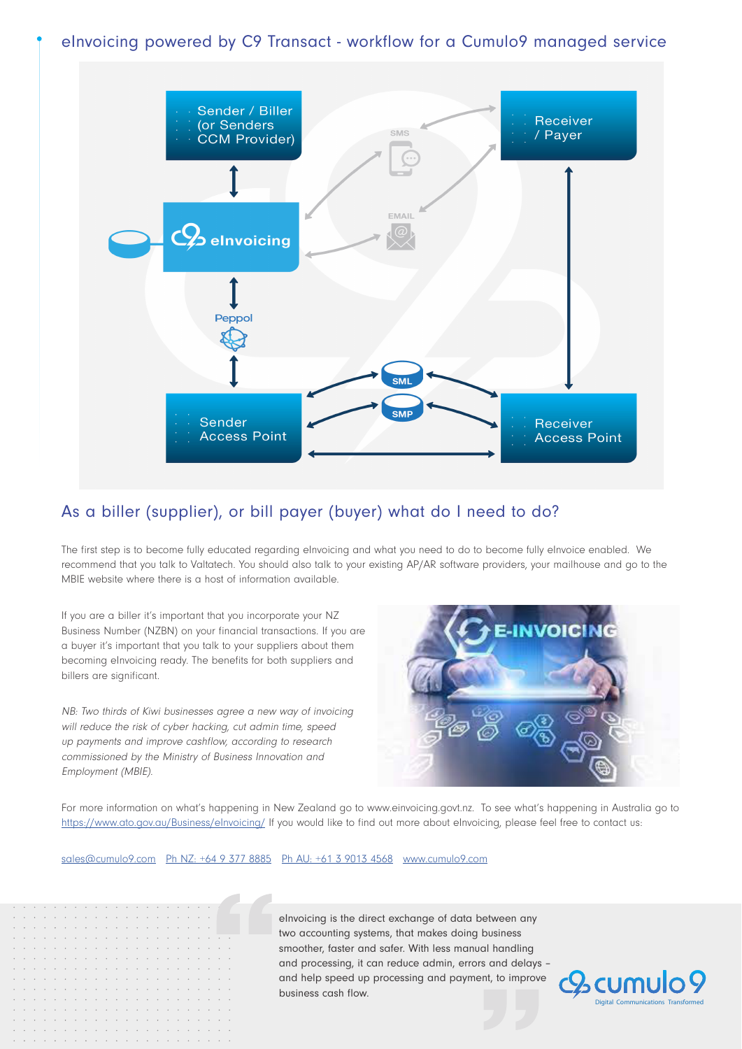## eInvoicing powered by C9 Transact - workflow for a Cumulo9 managed service

Sender / Biller (or Senders CCM Provider)

Receiver / Payer

SMS

EMAIL

eInvoicing

Peppol

SML

SMP

Sender Access Point

Receiver Access Point

## As a biller (supplier), or bill payer (buyer) what do I need to do?

The first step is to become fully educated regarding eInvoicing and what you need to do to become fully eInvoice enabled. We recommend that you talk to Valtatech. You should also talk to your existing AP/AR software providers, your mailhouse and go to the MBIE website where there is a host of information available.

If you are a biller it's important that you incorporate your NZ Business Number (NZBN) on your financial transactions. If you are a buyer it's important that you talk to your suppliers about them becoming eInvoicing ready. The benefits for both suppliers and billers are significant.

*NB: Two thirds of Kiwi businesses agree a new way of invoicing will reduce the risk of cyber hacking, cut admin time, speed up payments and improve cashflow, according to research commissioned by the Ministry of Business Innovation and Employment (MBIE).*

For more information on what's happening in New Zealand go to www.einvoicing.govt.nz. To see what's happening in Australia go to https://www.ato.gov.au/Business/eInvoicing/ If you would like to find out more about eInvoicing, please feel free to contact us:

sales@cumulo9.com Ph NZ: +64 9 377 8885 Ph AU: +61 3 9013 4568 www.cumulo9.com

> eInvoicing is the direct exchange of data between any two accounting systems, that makes doing business smoother, faster and safer. With less manual handling and processing, it can reduce admin, errors and delays – and help speed up processing and payment, to improve business cash flow.

cumulo9 Digital Communications Transformed